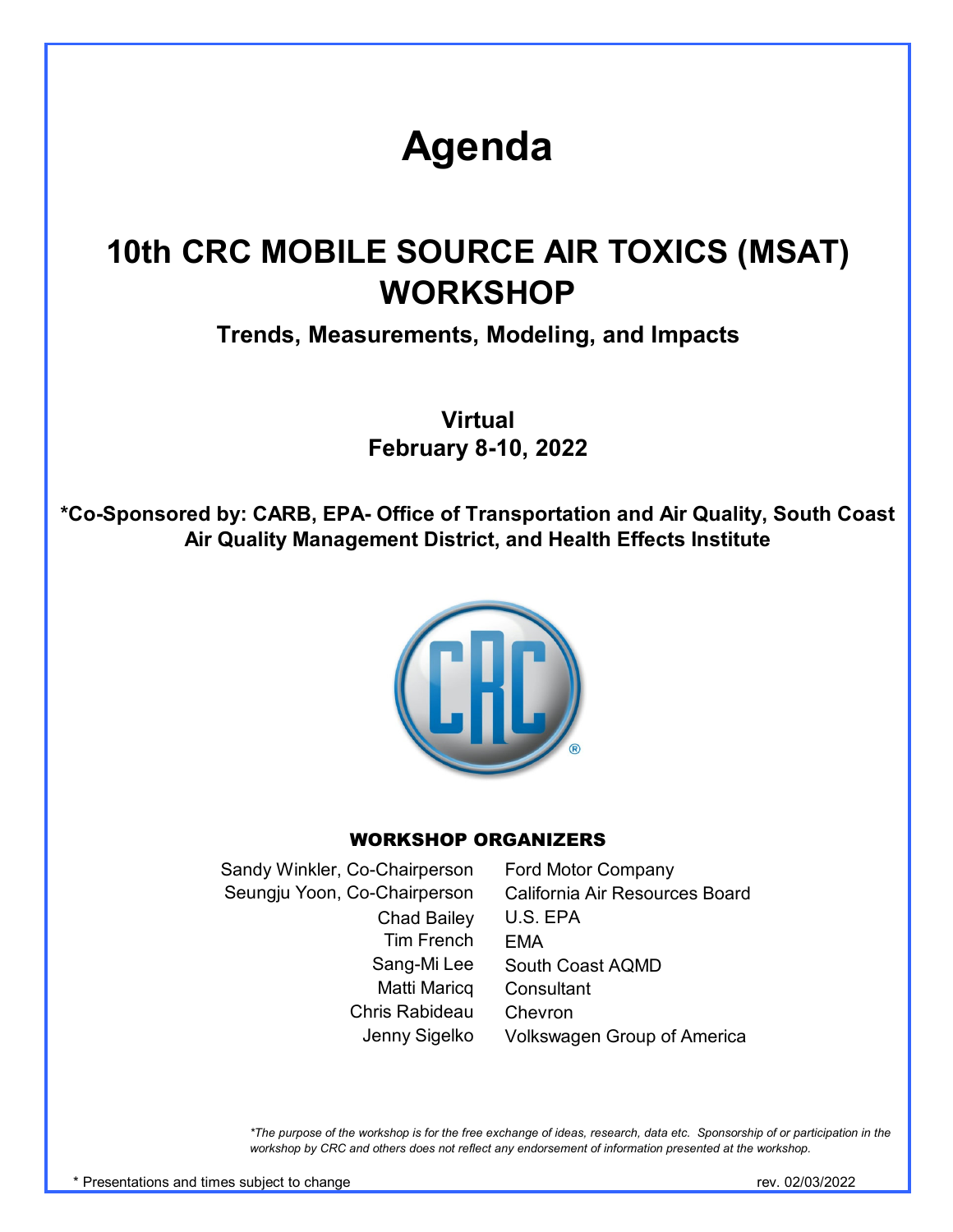# Agenda

## 10th CRC MOBILE SOURCE AIR TOXICS (MSAT) WORKSHOP

### Trends, Measurements, Modeling, and Impacts

**Virtual**
**February 8-10, 2022**

**\*Co-Sponsored by: CARB, EPA- Office of Transportation and Air Quality, South Coast Air Quality Management District, and Health Effects Institute**

### WORKSHOP ORGANIZERS

| | |
|---|---|
| Sandy Winkler, Co-Chairperson | Ford Motor Company |
| Seungju Yoon, Co-Chairperson | California Air Resources Board |
| Chad Bailey | U.S. EPA |
| Tim French | EMA |
| Sang-Mi Lee | South Coast AQMD |
| Matti Maricq | Consultant |
| Chris Rabideau | Chevron |
| Jenny Sigelko | Volkswagen Group of America |

*\*The purpose of the workshop is for the free exchange of ideas, research, data etc. Sponsorship of or participation in the workshop by CRC and others does not reflect any endorsement of information presented at the workshop.*

\* Presentations and times subject to change

rev. 02/03/2022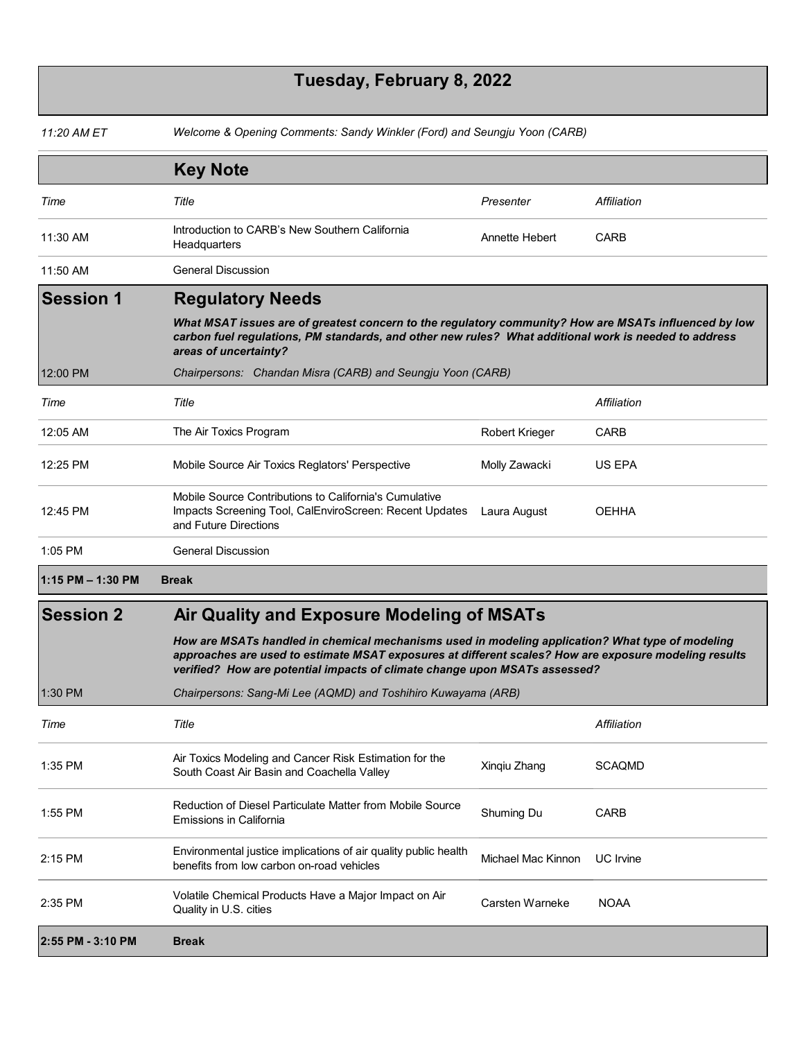# Tuesday, February 8, 2022

*11:20 AM ET* *Welcome & Opening Comments: Sandy Winkler (Ford) and Seungju Yoon (CARB)*

## Key Note

| *Time* | *Title* | *Presenter* | *Affiliation* |
|---|---|---|---|
| 11:30 AM | Introduction to CARB's New Southern California Headquarters | Annette Hebert | CARB |
| 11:50 AM | General Discussion | | |

## Session 1 Regulatory Needs

***What MSAT issues are of greatest concern to the regulatory community? How are MSATs influenced by low carbon fuel regulations, PM standards, and other new rules? What additional work is needed to address areas of uncertainty?***

12:00 PM *Chairpersons: Chandan Misra (CARB) and Seungju Yoon (CARB)*

| *Time* | *Title* | | *Affiliation* |
|---|---|---|---|
| 12:05 AM | The Air Toxics Program | Robert Krieger | CARB |
| 12:25 PM | Mobile Source Air Toxics Reglators' Perspective | Molly Zawacki | US EPA |
| 12:45 PM | Mobile Source Contributions to California's Cumulative Impacts Screening Tool, CalEnviroScreen: Recent Updates and Future Directions | Laura August | OEHHA |
| 1:05 PM | General Discussion | | |

**1:15 PM – 1:30 PM Break**

## Session 2 Air Quality and Exposure Modeling of MSATs

***How are MSATs handled in chemical mechanisms used in modeling application? What type of modeling approaches are used to estimate MSAT exposures at different scales? How are exposure modeling results verified? How are potential impacts of climate change upon MSATs assessed?***

1:30 PM *Chairpersons: Sang-Mi Lee (AQMD) and Toshihiro Kuwayama (ARB)*

| *Time* | *Title* | | *Affiliation* |
|---|---|---|---|
| 1:35 PM | Air Toxics Modeling and Cancer Risk Estimation for the South Coast Air Basin and Coachella Valley | Xinqiu Zhang | SCAQMD |
| 1:55 PM | Reduction of Diesel Particulate Matter from Mobile Source Emissions in California | Shuming Du | CARB |
| 2:15 PM | Environmental justice implications of air quality public health benefits from low carbon on-road vehicles | Michael Mac Kinnon | UC Irvine |
| 2:35 PM | Volatile Chemical Products Have a Major Impact on Air Quality in U.S. cities | Carsten Warneke | NOAA |

**2:55 PM - 3:10 PM Break**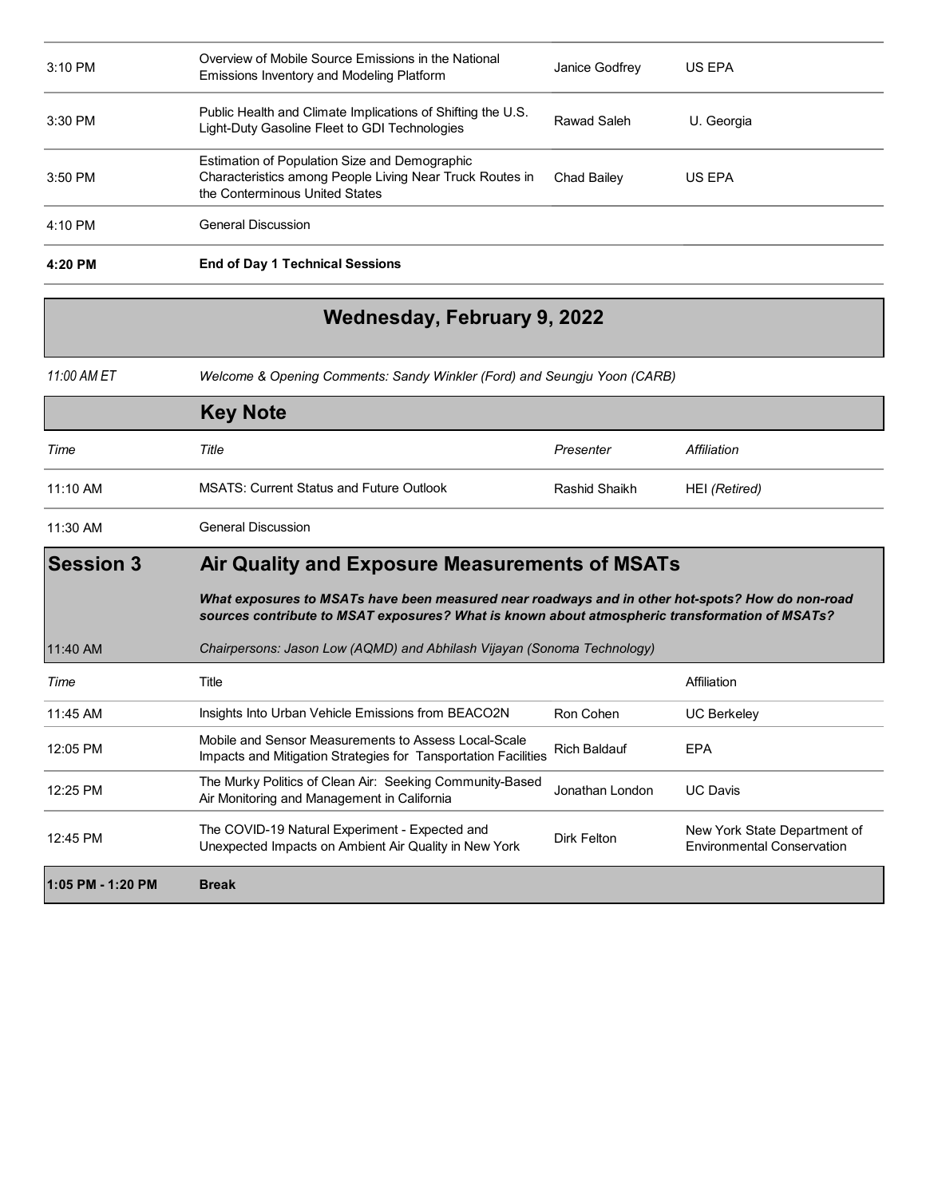| | | | |
|---|---|---|---|
| 3:10 PM | Overview of Mobile Source Emissions in the National Emissions Inventory and Modeling Platform | Janice Godfrey | US EPA |
| 3:30 PM | Public Health and Climate Implications of Shifting the U.S. Light-Duty Gasoline Fleet to GDI Technologies | Rawad Saleh | U. Georgia |
| 3:50 PM | Estimation of Population Size and Demographic Characteristics among People Living Near Truck Routes in the Conterminous United States | Chad Bailey | US EPA |
| 4:10 PM | General Discussion | | |
| **4:20 PM** | **End of Day 1 Technical Sessions** | | |

## Wednesday, February 9, 2022

*11:00 AM ET* — *Welcome & Opening Comments: Sandy Winkler (Ford) and Seungju Yoon (CARB)*

### Key Note

| *Time* | *Title* | *Presenter* | *Affiliation* |
|---|---|---|---|
| 11:10 AM | MSATS: Current Status and Future Outlook | Rashid Shaikh | HEI *(Retired)* |
| 11:30 AM | General Discussion | | |

### Session 3 — Air Quality and Exposure Measurements of MSATs

***What exposures to MSATs have been measured near roadways and in other hot-spots? How do non-road sources contribute to MSAT exposures? What is known about atmospheric transformation of MSATs?***

11:40 AM — *Chairpersons: Jason Low (AQMD) and Abhilash Vijayan (Sonoma Technology)*

| *Time* | Title | | Affiliation |
|---|---|---|---|
| 11:45 AM | Insights Into Urban Vehicle Emissions from BEACO2N | Ron Cohen | UC Berkeley |
| 12:05 PM | Mobile and Sensor Measurements to Assess Local-Scale Impacts and Mitigation Strategies for Tansportation Facilities | Rich Baldauf | EPA |
| 12:25 PM | The Murky Politics of Clean Air: Seeking Community-Based Air Monitoring and Management in California | Jonathan London | UC Davis |
| 12:45 PM | The COVID-19 Natural Experiment - Expected and Unexpected Impacts on Ambient Air Quality in New York | Dirk Felton | New York State Department of Environmental Conservation |
| **1:05 PM - 1:20 PM** | **Break** | | |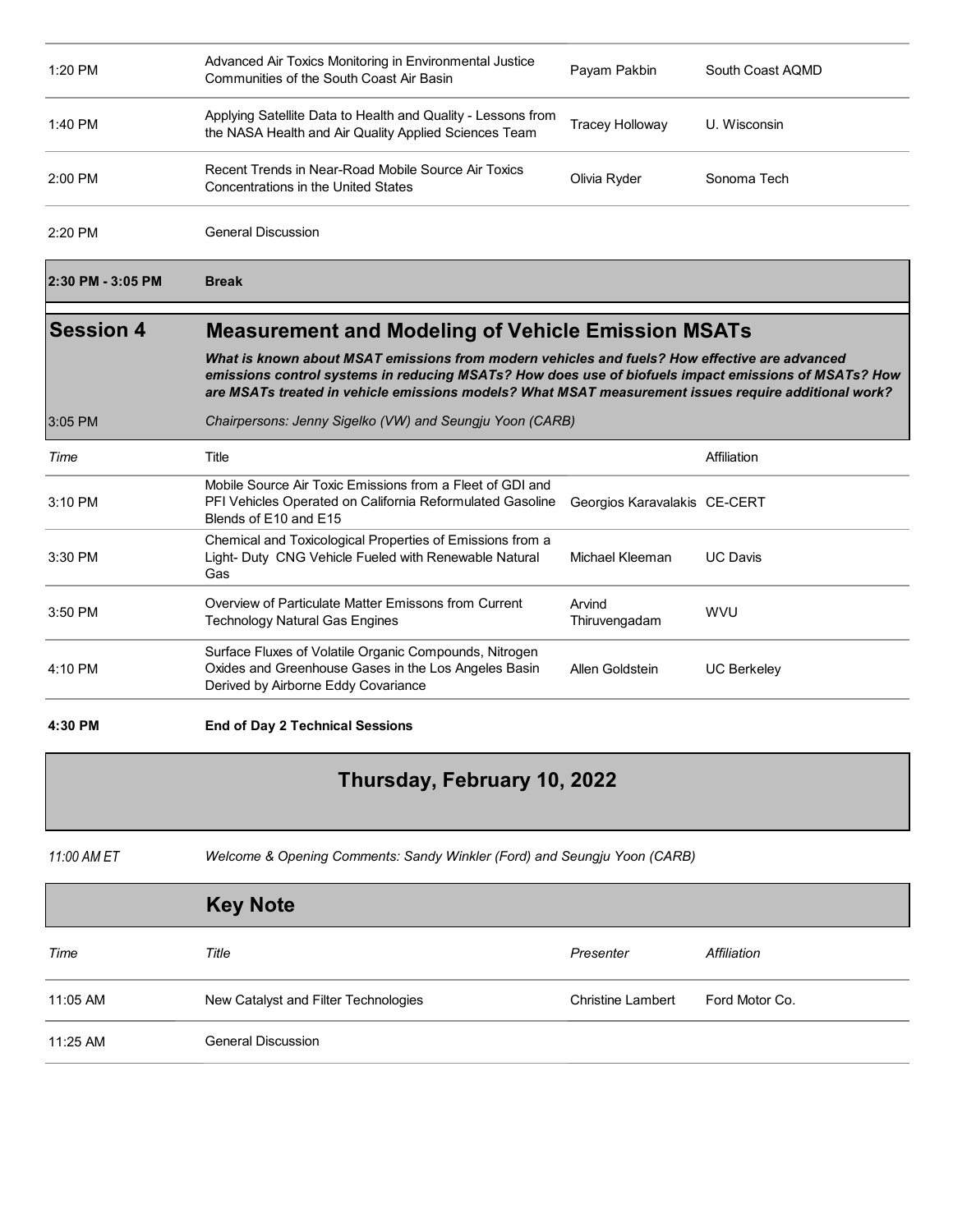| | | | |
|---|---|---|---|
| 1:20 PM | Advanced Air Toxics Monitoring in Environmental Justice Communities of the South Coast Air Basin | Payam Pakbin | South Coast AQMD |
| 1:40 PM | Applying Satellite Data to Health and Quality - Lessons from the NASA Health and Air Quality Applied Sciences Team | Tracey Holloway | U. Wisconsin |
| 2:00 PM | Recent Trends in Near-Road Mobile Source Air Toxics Concentrations in the United States | Olivia Ryder | Sonoma Tech |
| 2:20 PM | General Discussion | | |

**2:30 PM - 3:05 PM** **Break**

## Session 4 — Measurement and Modeling of Vehicle Emission MSATs

***What is known about MSAT emissions from modern vehicles and fuels? How effective are advanced emissions control systems in reducing MSATs? How does use of biofuels impact emissions of MSATs? How are MSATs treated in vehicle emissions models? What MSAT measurement issues require additional work?***

3:05 PM — *Chairpersons: Jenny Sigelko (VW) and Seungju Yoon (CARB)*

| *Time* | Title | | Affiliation |
|---|---|---|---|
| 3:10 PM | Mobile Source Air Toxic Emissions from a Fleet of GDI and PFI Vehicles Operated on California Reformulated Gasoline Blends of E10 and E15 | Georgios Karavalakis | CE-CERT |
| 3:30 PM | Chemical and Toxicological Properties of Emissions from a Light- Duty CNG Vehicle Fueled with Renewable Natural Gas | Michael Kleeman | UC Davis |
| 3:50 PM | Overview of Particulate Matter Emissons from Current Technology Natural Gas Engines | Arvind Thiruvengadam | WVU |
| 4:10 PM | Surface Fluxes of Volatile Organic Compounds, Nitrogen Oxides and Greenhouse Gases in the Los Angeles Basin Derived by Airborne Eddy Covariance | Allen Goldstein | UC Berkeley |

**4:30 PM** **End of Day 2 Technical Sessions**

# Thursday, February 10, 2022

*11:00 AM ET* — *Welcome & Opening Comments: Sandy Winkler (Ford) and Seungju Yoon (CARB)*

## Key Note

| *Time* | *Title* | *Presenter* | *Affiliation* |
|---|---|---|---|
| 11:05 AM | New Catalyst and Filter Technologies | Christine Lambert | Ford Motor Co. |
| 11:25 AM | General Discussion | | |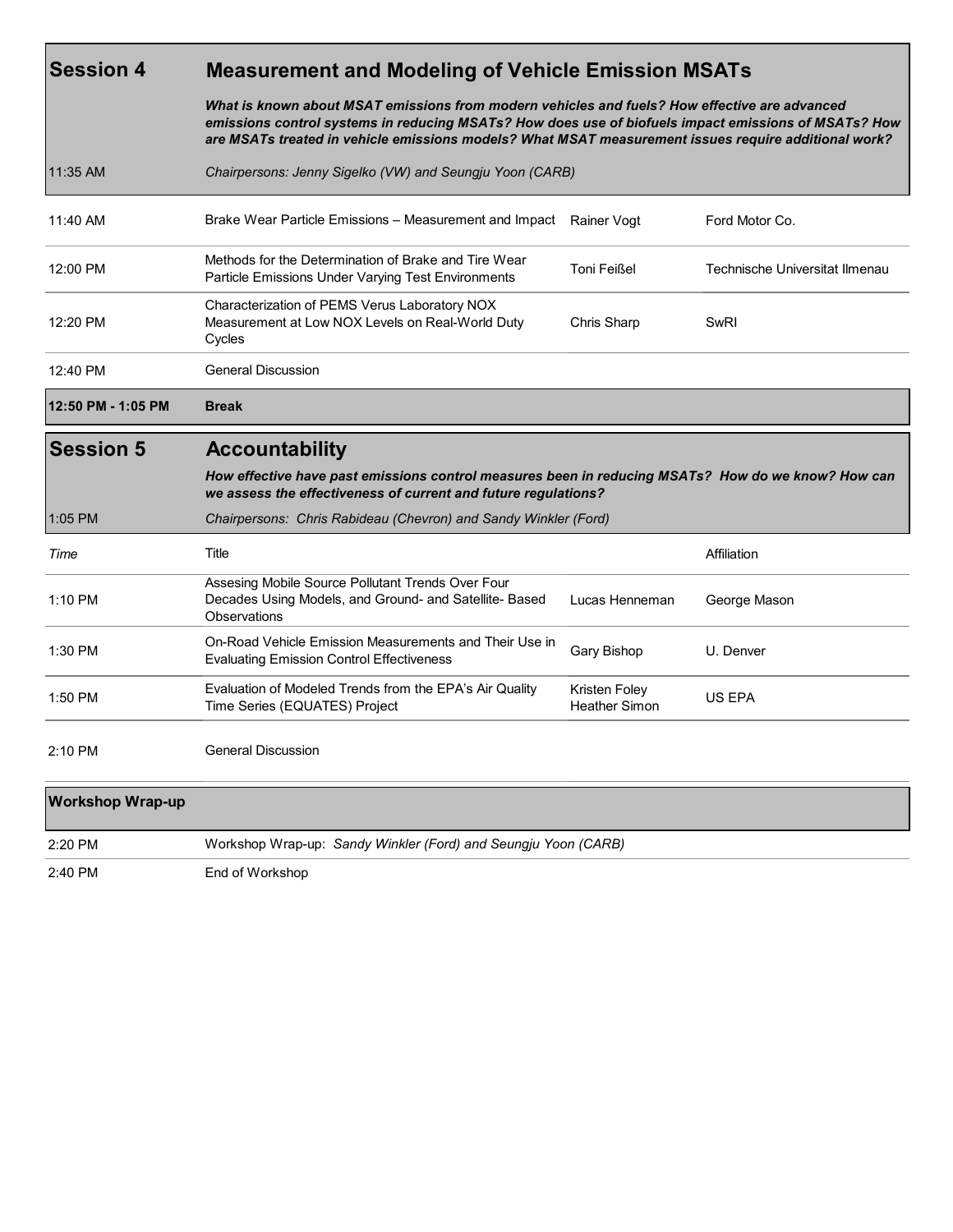## Session 4 — Measurement and Modeling of Vehicle Emission MSATs

***What is known about MSAT emissions from modern vehicles and fuels? How effective are advanced emissions control systems in reducing MSATs? How does use of biofuels impact emissions of MSATs? How are MSATs treated in vehicle emissions models? What MSAT measurement issues require additional work?***

11:35 AM — *Chairpersons: Jenny Sigelko (VW) and Seungju Yoon (CARB)*

| | | | |
|---|---|---|---|
| 11:40 AM | Brake Wear Particle Emissions – Measurement and Impact | Rainer Vogt | Ford Motor Co. |
| 12:00 PM | Methods for the Determination of Brake and Tire Wear Particle Emissions Under Varying Test Environments | Toni Feißel | Technische Universitat Ilmenau |
| 12:20 PM | Characterization of PEMS Verus Laboratory NOX Measurement at Low NOX Levels on Real-World Duty Cycles | Chris Sharp | SwRI |
| 12:40 PM | General Discussion | | |

**12:50 PM - 1:05 PM — Break**

## Session 5 — Accountability

***How effective have past emissions control measures been in reducing MSATs? How do we know? How can we assess the effectiveness of current and future regulations?***

1:05 PM — *Chairpersons: Chris Rabideau (Chevron) and Sandy Winkler (Ford)*

| *Time* | Title | | Affiliation |
|---|---|---|---|
| 1:10 PM | Assesing Mobile Source Pollutant Trends Over Four Decades Using Models, and Ground- and Satellite- Based Observations | Lucas Henneman | George Mason |
| 1:30 PM | On-Road Vehicle Emission Measurements and Their Use in Evaluating Emission Control Effectiveness | Gary Bishop | U. Denver |
| 1:50 PM | Evaluation of Modeled Trends from the EPA's Air Quality Time Series (EQUATES) Project | Kristen Foley<br>Heather Simon | US EPA |
| 2:10 PM | General Discussion | | |

## Workshop Wrap-up

| | |
|---|---|
| 2:20 PM | Workshop Wrap-up: *Sandy Winkler (Ford) and Seungju Yoon (CARB)* |
| 2:40 PM | End of Workshop |